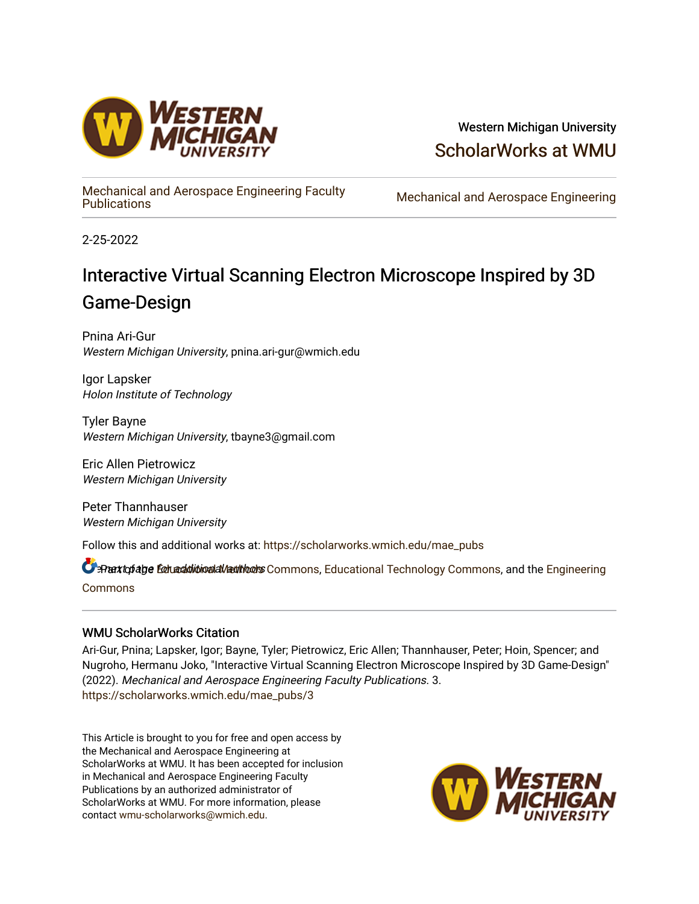Western Michigan University

ScholarWorks at WMU

Mechanical and Aerospace Engineering Faculty Publications

Mechanical and Aerospace Engineering

2-25-2022

# Interactive Virtual Scanning Electron Microscope Inspired by 3D Game-Design

Pnina Ari-Gur
*Western Michigan University*, pnina.ari-gur@wmich.edu

Igor Lapsker
*Holon Institute of Technology*

Tyler Bayne
*Western Michigan University*, tbayne3@gmail.com

Eric Allen Pietrowicz
*Western Michigan University*

Peter Thannhauser
*Western Michigan University*

Follow this and additional works at: https://scholarworks.wmich.edu/mae_pubs

See next page for additional authors

Part of the Educational Methods Commons, Educational Technology Commons, and the Engineering Commons

## WMU ScholarWorks Citation

Ari-Gur, Pnina; Lapsker, Igor; Bayne, Tyler; Pietrowicz, Eric Allen; Thannhauser, Peter; Hoin, Spencer; and Nugroho, Hermanu Joko, "Interactive Virtual Scanning Electron Microscope Inspired by 3D Game-Design" (2022). *Mechanical and Aerospace Engineering Faculty Publications*. 3.
https://scholarworks.wmich.edu/mae_pubs/3

This Article is brought to you for free and open access by the Mechanical and Aerospace Engineering at ScholarWorks at WMU. It has been accepted for inclusion in Mechanical and Aerospace Engineering Faculty Publications by an authorized administrator of ScholarWorks at WMU. For more information, please contact wmu-scholarworks@wmich.edu.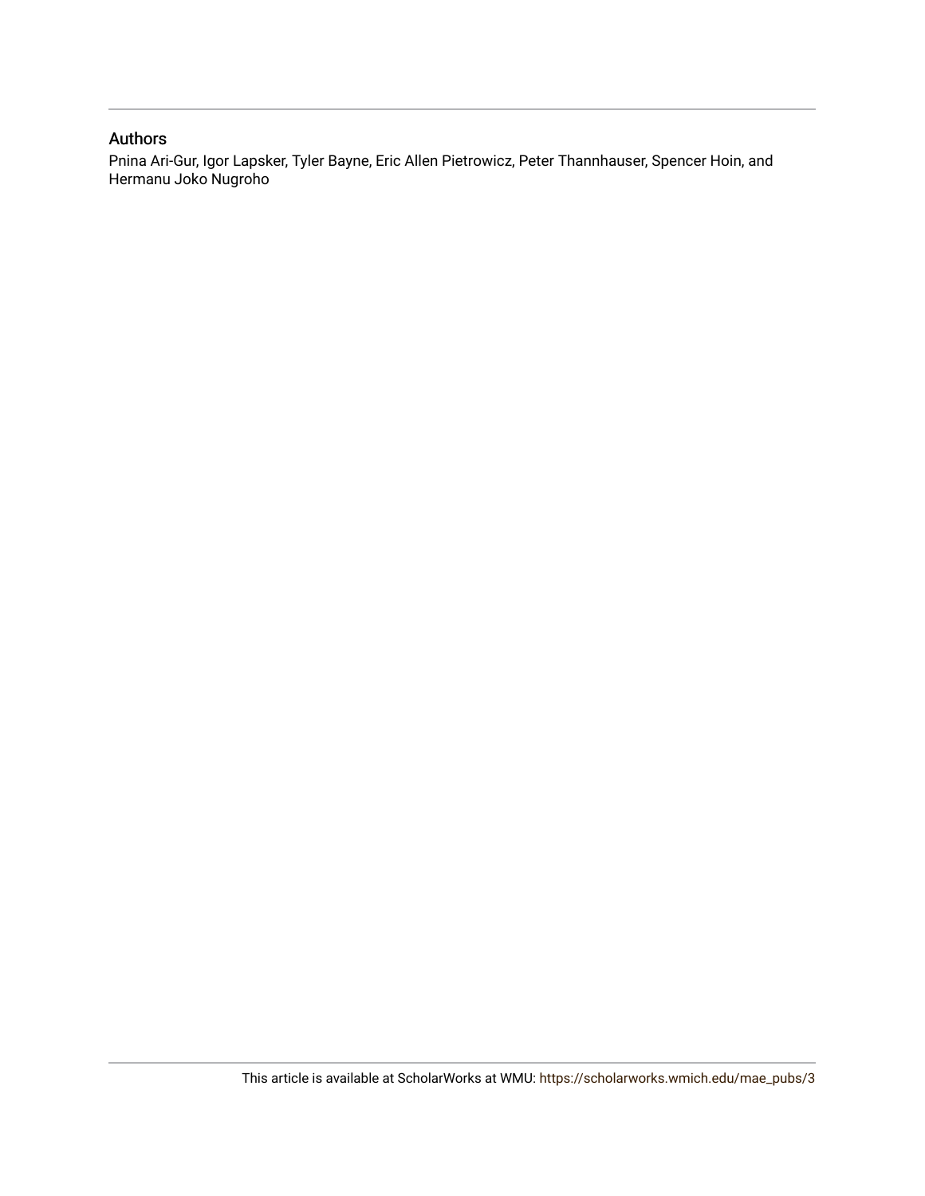## Authors

Pnina Ari-Gur, Igor Lapsker, Tyler Bayne, Eric Allen Pietrowicz, Peter Thannhauser, Spencer Hoin, and Hermanu Joko Nugroho

This article is available at ScholarWorks at WMU: https://scholarworks.wmich.edu/mae_pubs/3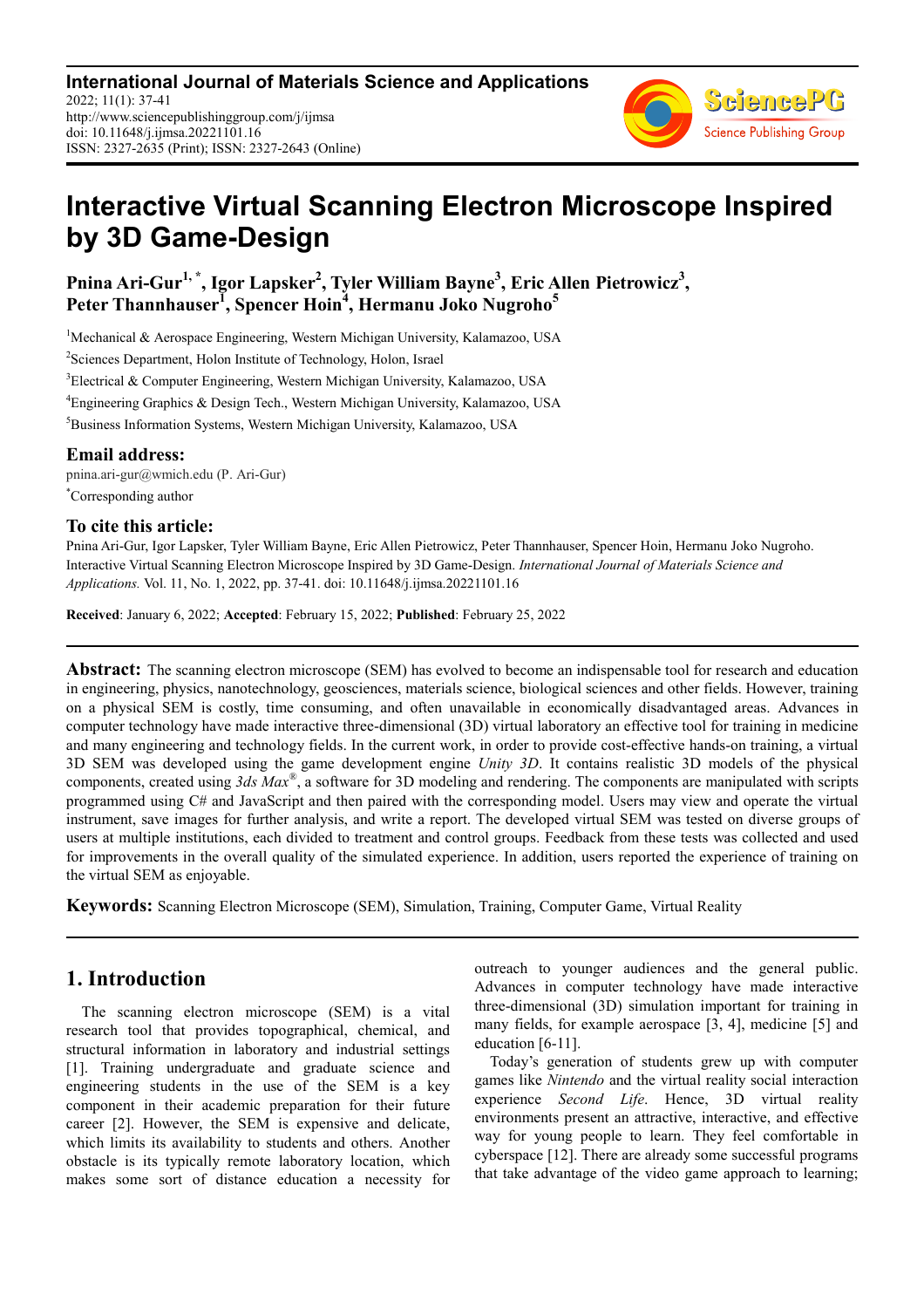# Interactive Virtual Scanning Electron Microscope Inspired by 3D Game-Design

**Pnina Ari-Gur[1, *], Igor Lapsker[2], Tyler William Bayne[3], Eric Allen Pietrowicz[3], Peter Thannhauser[1], Spencer Hoin[4], Hermanu Joko Nugroho[5]**

[1]Mechanical & Aerospace Engineering, Western Michigan University, Kalamazoo, USA

[2]Sciences Department, Holon Institute of Technology, Holon, Israel

[3]Electrical & Computer Engineering, Western Michigan University, Kalamazoo, USA

[4]Engineering Graphics & Design Tech., Western Michigan University, Kalamazoo, USA

[5]Business Information Systems, Western Michigan University, Kalamazoo, USA

## Email address:

pnina.ari-gur@wmich.edu (P. Ari-Gur)

*Corresponding author

## To cite this article:

Pnina Ari-Gur, Igor Lapsker, Tyler William Bayne, Eric Allen Pietrowicz, Peter Thannhauser, Spencer Hoin, Hermanu Joko Nugroho. Interactive Virtual Scanning Electron Microscope Inspired by 3D Game-Design. *International Journal of Materials Science and Applications.* Vol. 11, No. 1, 2022, pp. 37-41. doi: 10.11648/j.ijmsa.20221101.16

**Received**: January 6, 2022; **Accepted**: February 15, 2022; **Published**: February 25, 2022

---

**Abstract:** The scanning electron microscope (SEM) has evolved to become an indispensable tool for research and education in engineering, physics, nanotechnology, geosciences, materials science, biological sciences and other fields. However, training on a physical SEM is costly, time consuming, and often unavailable in economically disadvantaged areas. Advances in computer technology have made interactive three-dimensional (3D) virtual laboratory an effective tool for training in medicine and many engineering and technology fields. In the current work, in order to provide cost-effective hands-on training, a virtual 3D SEM was developed using the game development engine *Unity 3D*. It contains realistic 3D models of the physical components, created using *3ds Max*®, a software for 3D modeling and rendering. The components are manipulated with scripts programmed using C# and JavaScript and then paired with the corresponding model. Users may view and operate the virtual instrument, save images for further analysis, and write a report. The developed virtual SEM was tested on diverse groups of users at multiple institutions, each divided to treatment and control groups. Feedback from these tests was collected and used for improvements in the overall quality of the simulated experience. In addition, users reported the experience of training on the virtual SEM as enjoyable.

**Keywords:** Scanning Electron Microscope (SEM), Simulation, Training, Computer Game, Virtual Reality

---

## 1. Introduction

The scanning electron microscope (SEM) is a vital research tool that provides topographical, chemical, and structural information in laboratory and industrial settings [1]. Training undergraduate and graduate science and engineering students in the use of the SEM is a key component in their academic preparation for their future career [2]. However, the SEM is expensive and delicate, which limits its availability to students and others. Another obstacle is its typically remote laboratory location, which makes some sort of distance education a necessity for outreach to younger audiences and the general public. Advances in computer technology have made interactive three-dimensional (3D) simulation important for training in many fields, for example aerospace [3, 4], medicine [5] and education [6-11].

Today's generation of students grew up with computer games like *Nintendo* and the virtual reality social interaction experience *Second Life*. Hence, 3D virtual reality environments present an attractive, interactive, and effective way for young people to learn. They feel comfortable in cyberspace [12]. There are already some successful programs that take advantage of the video game approach to learning;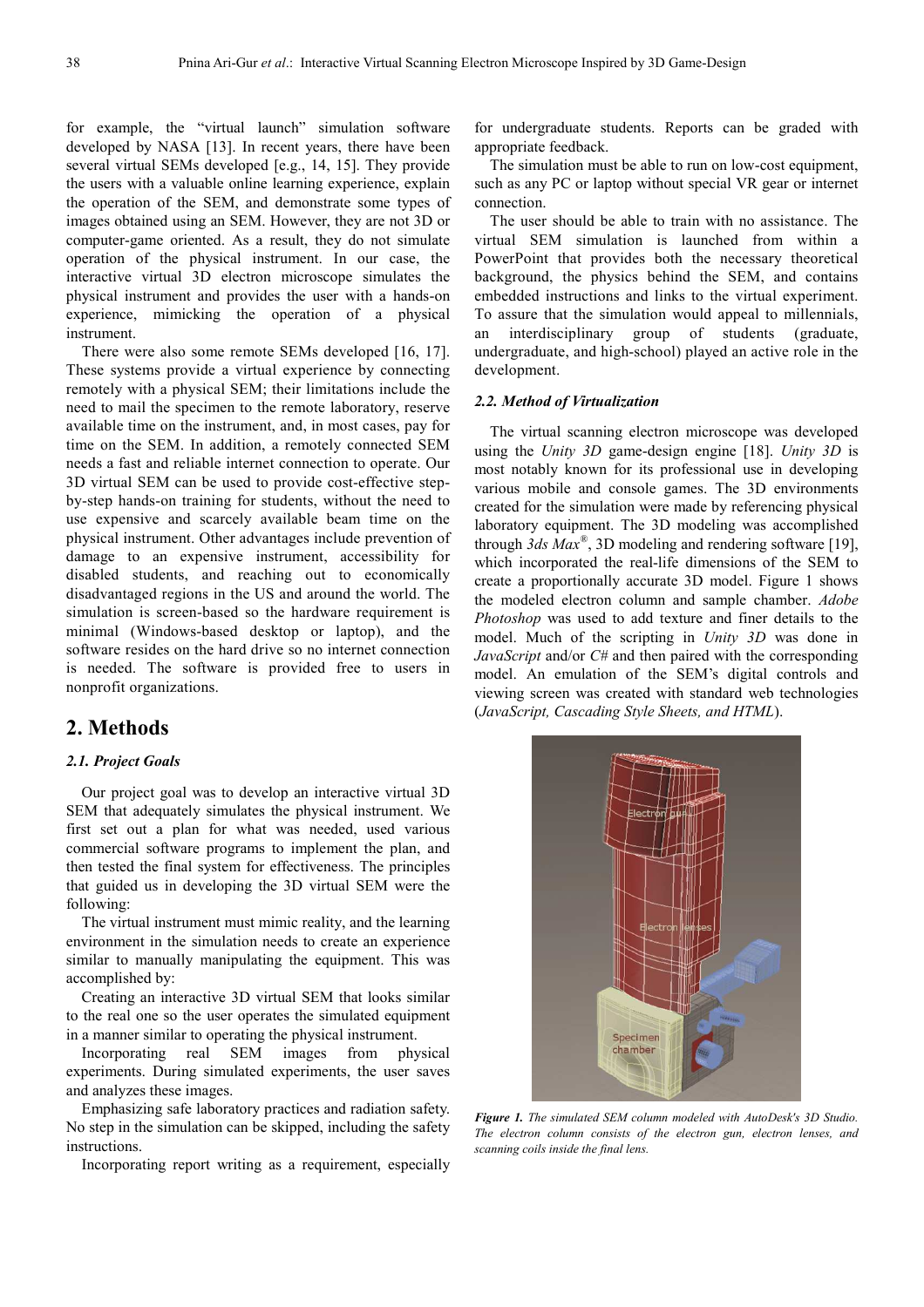for example, the "virtual launch" simulation software developed by NASA [13]. In recent years, there have been several virtual SEMs developed [e.g., 14, 15]. They provide the users with a valuable online learning experience, explain the operation of the SEM, and demonstrate some types of images obtained using an SEM. However, they are not 3D or computer-game oriented. As a result, they do not simulate operation of the physical instrument. In our case, the interactive virtual 3D electron microscope simulates the physical instrument and provides the user with a hands-on experience, mimicking the operation of a physical instrument.

There were also some remote SEMs developed [16, 17]. These systems provide a virtual experience by connecting remotely with a physical SEM; their limitations include the need to mail the specimen to the remote laboratory, reserve available time on the instrument, and, in most cases, pay for time on the SEM. In addition, a remotely connected SEM needs a fast and reliable internet connection to operate. Our 3D virtual SEM can be used to provide cost-effective step-by-step hands-on training for students, without the need to use expensive and scarcely available beam time on the physical instrument. Other advantages include prevention of damage to an expensive instrument, accessibility for disabled students, and reaching out to economically disadvantaged regions in the US and around the world. The simulation is screen-based so the hardware requirement is minimal (Windows-based desktop or laptop), and the software resides on the hard drive so no internet connection is needed. The software is provided free to users in nonprofit organizations.

## 2. Methods

### 2.1. Project Goals

Our project goal was to develop an interactive virtual 3D SEM that adequately simulates the physical instrument. We first set out a plan for what was needed, used various commercial software programs to implement the plan, and then tested the final system for effectiveness. The principles that guided us in developing the 3D virtual SEM were the following:

The virtual instrument must mimic reality, and the learning environment in the simulation needs to create an experience similar to manually manipulating the equipment. This was accomplished by:

Creating an interactive 3D virtual SEM that looks similar to the real one so the user operates the simulated equipment in a manner similar to operating the physical instrument.

Incorporating real SEM images from physical experiments. During simulated experiments, the user saves and analyzes these images.

Emphasizing safe laboratory practices and radiation safety. No step in the simulation can be skipped, including the safety instructions.

Incorporating report writing as a requirement, especially for undergraduate students. Reports can be graded with appropriate feedback.

The simulation must be able to run on low-cost equipment, such as any PC or laptop without special VR gear or internet connection.

The user should be able to train with no assistance. The virtual SEM simulation is launched from within a PowerPoint that provides both the necessary theoretical background, the physics behind the SEM, and contains embedded instructions and links to the virtual experiment. To assure that the simulation would appeal to millennials, an interdisciplinary group of students (graduate, undergraduate, and high-school) played an active role in the development.

### 2.2. Method of Virtualization

The virtual scanning electron microscope was developed using the *Unity 3D* game-design engine [18]. *Unity 3D* is most notably known for its professional use in developing various mobile and console games. The 3D environments created for the simulation were made by referencing physical laboratory equipment. The 3D modeling was accomplished through *3ds Max*®, 3D modeling and rendering software [19], which incorporated the real-life dimensions of the SEM to create a proportionally accurate 3D model. Figure 1 shows the modeled electron column and sample chamber. *Adobe Photoshop* was used to add texture and finer details to the model. Much of the scripting in *Unity 3D* was done in *JavaScript* and/or *C#* and then paired with the corresponding model. An emulation of the SEM's digital controls and viewing screen was created with standard web technologies (*JavaScript, Cascading Style Sheets, and HTML*).

***Figure 1.*** *The simulated SEM column modeled with AutoDesk's 3D Studio. The electron column consists of the electron gun, electron lenses, and scanning coils inside the final lens.*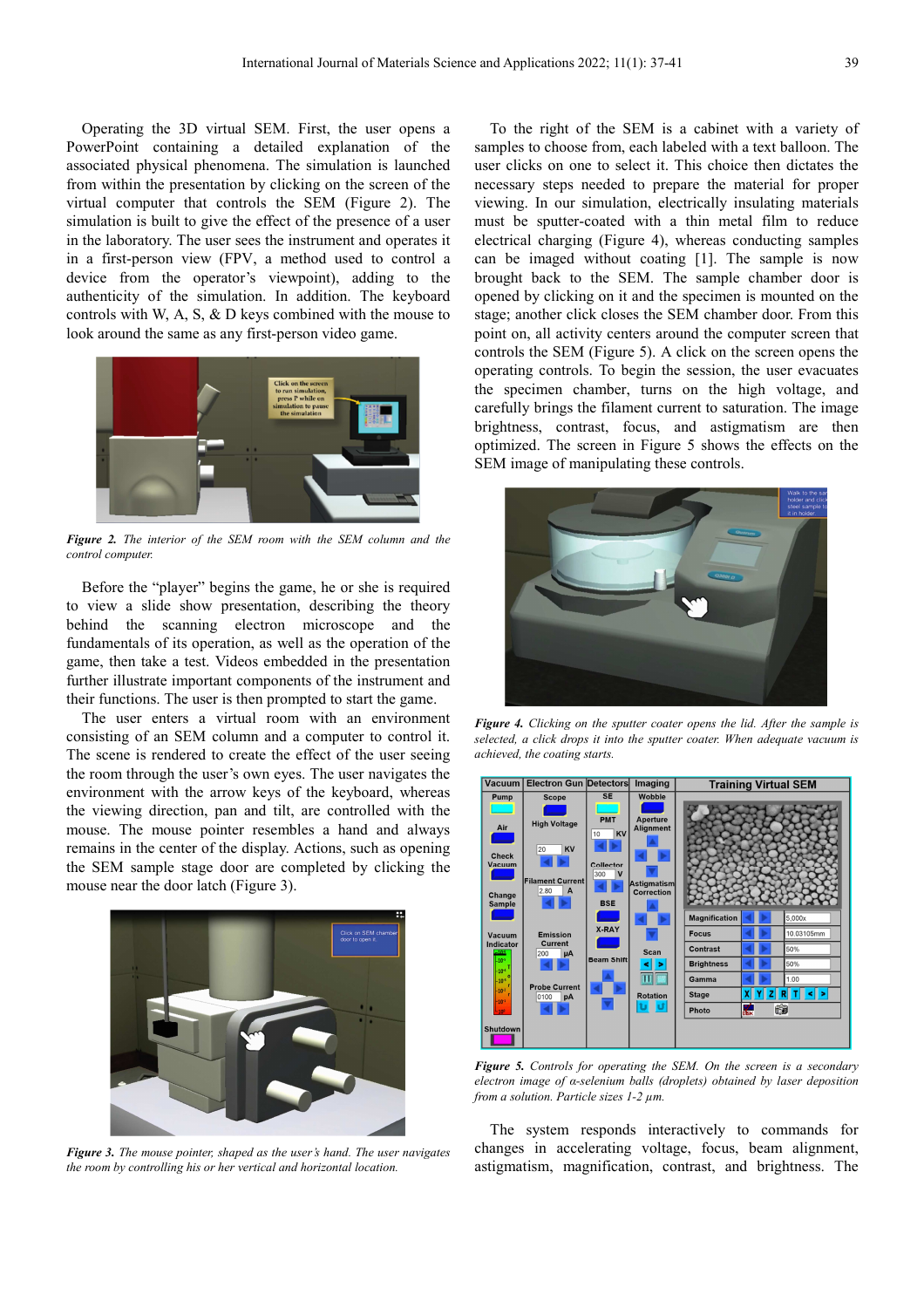Operating the 3D virtual SEM. First, the user opens a PowerPoint containing a detailed explanation of the associated physical phenomena. The simulation is launched from within the presentation by clicking on the screen of the virtual computer that controls the SEM (Figure 2). The simulation is built to give the effect of the presence of a user in the laboratory. The user sees the instrument and operates it in a first-person view (FPV, a method used to control a device from the operator's viewpoint), adding to the authenticity of the simulation. In addition. The keyboard controls with W, A, S, & D keys combined with the mouse to look around the same as any first-person video game.

***Figure 2.*** *The interior of the SEM room with the SEM column and the control computer.*

Before the "player" begins the game, he or she is required to view a slide show presentation, describing the theory behind the scanning electron microscope and the fundamentals of its operation, as well as the operation of the game, then take a test. Videos embedded in the presentation further illustrate important components of the instrument and their functions. The user is then prompted to start the game.

The user enters a virtual room with an environment consisting of an SEM column and a computer to control it. The scene is rendered to create the effect of the user seeing the room through the user's own eyes. The user navigates the environment with the arrow keys of the keyboard, whereas the viewing direction, pan and tilt, are controlled with the mouse. The mouse pointer resembles a hand and always remains in the center of the display. Actions, such as opening the SEM sample stage door are completed by clicking the mouse near the door latch (Figure 3).

***Figure 3.*** *The mouse pointer, shaped as the user's hand. The user navigates the room by controlling his or her vertical and horizontal location.*

To the right of the SEM is a cabinet with a variety of samples to choose from, each labeled with a text balloon. The user clicks on one to select it. This choice then dictates the necessary steps needed to prepare the material for proper viewing. In our simulation, electrically insulating materials must be sputter-coated with a thin metal film to reduce electrical charging (Figure 4), whereas conducting samples can be imaged without coating [1]. The sample is now brought back to the SEM. The sample chamber door is opened by clicking on it and the specimen is mounted on the stage; another click closes the SEM chamber door. From this point on, all activity centers around the computer screen that controls the SEM (Figure 5). A click on the screen opens the operating controls. To begin the session, the user evacuates the specimen chamber, turns on the high voltage, and carefully brings the filament current to saturation. The image brightness, contrast, focus, and astigmatism are then optimized. The screen in Figure 5 shows the effects on the SEM image of manipulating these controls.

***Figure 4.*** *Clicking on the sputter coater opens the lid. After the sample is selected, a click drops it into the sputter coater. When adequate vacuum is achieved, the coating starts.*

***Figure 5.*** *Controls for operating the SEM. On the screen is a secondary electron image of α-selenium balls (droplets) obtained by laser deposition from a solution. Particle sizes 1-2 µm.*

The system responds interactively to commands for changes in accelerating voltage, focus, beam alignment, astigmatism, magnification, contrast, and brightness. The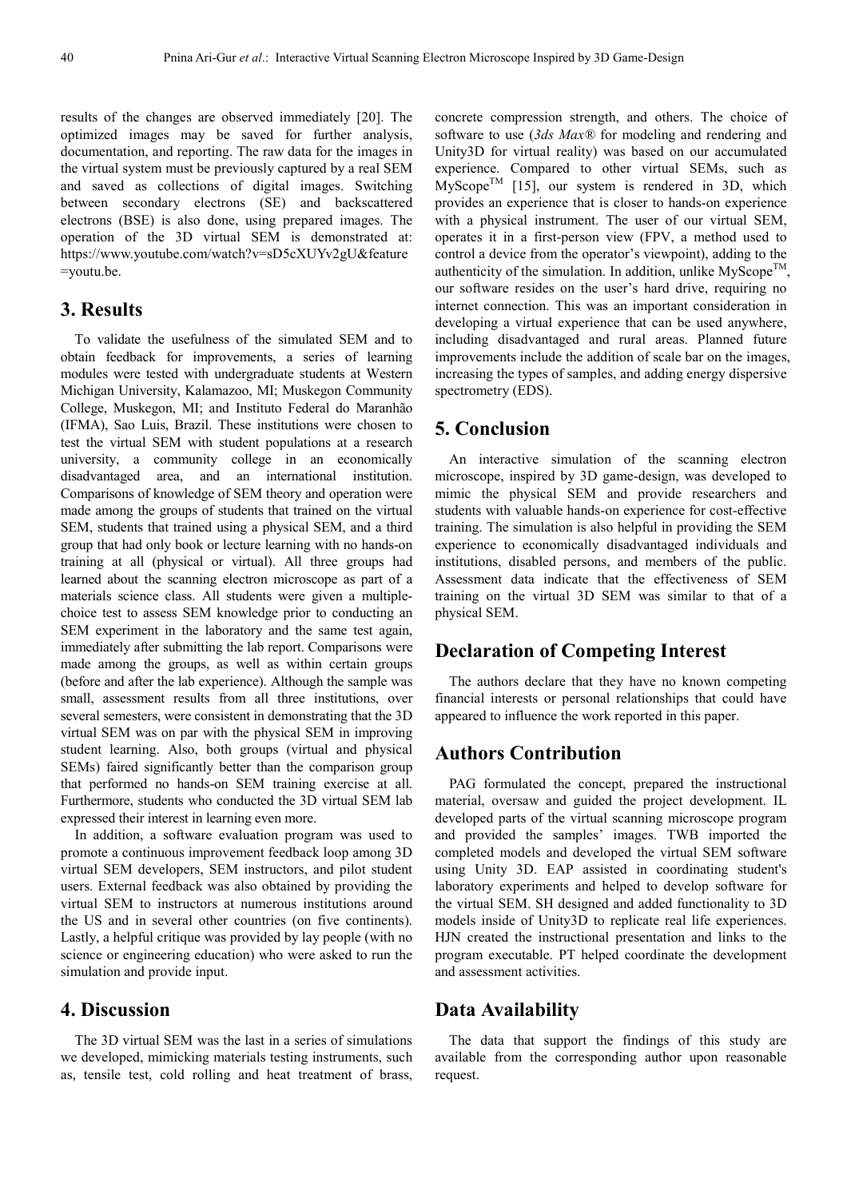results of the changes are observed immediately [20]. The optimized images may be saved for further analysis, documentation, and reporting. The raw data for the images in the virtual system must be previously captured by a real SEM and saved as collections of digital images. Switching between secondary electrons (SE) and backscattered electrons (BSE) is also done, using prepared images. The operation of the 3D virtual SEM is demonstrated at: https://www.youtube.com/watch?v=sD5cXUYv2gU&feature=youtu.be.

## 3. Results

To validate the usefulness of the simulated SEM and to obtain feedback for improvements, a series of learning modules were tested with undergraduate students at Western Michigan University, Kalamazoo, MI; Muskegon Community College, Muskegon, MI; and Instituto Federal do Maranhão (IFMA), Sao Luis, Brazil. These institutions were chosen to test the virtual SEM with student populations at a research university, a community college in an economically disadvantaged area, and an international institution. Comparisons of knowledge of SEM theory and operation were made among the groups of students that trained on the virtual SEM, students that trained using a physical SEM, and a third group that had only book or lecture learning with no hands-on training at all (physical or virtual). All three groups had learned about the scanning electron microscope as part of a materials science class. All students were given a multiple-choice test to assess SEM knowledge prior to conducting an SEM experiment in the laboratory and the same test again, immediately after submitting the lab report. Comparisons were made among the groups, as well as within certain groups (before and after the lab experience). Although the sample was small, assessment results from all three institutions, over several semesters, were consistent in demonstrating that the 3D virtual SEM was on par with the physical SEM in improving student learning. Also, both groups (virtual and physical SEMs) faired significantly better than the comparison group that performed no hands-on SEM training exercise at all. Furthermore, students who conducted the 3D virtual SEM lab expressed their interest in learning even more.

In addition, a software evaluation program was used to promote a continuous improvement feedback loop among 3D virtual SEM developers, SEM instructors, and pilot student users. External feedback was also obtained by providing the virtual SEM to instructors at numerous institutions around the US and in several other countries (on five continents). Lastly, a helpful critique was provided by lay people (with no science or engineering education) who were asked to run the simulation and provide input.

## 4. Discussion

The 3D virtual SEM was the last in a series of simulations we developed, mimicking materials testing instruments, such as, tensile test, cold rolling and heat treatment of brass, concrete compression strength, and others. The choice of software to use (*3ds Max®* for modeling and rendering and Unity3D for virtual reality) was based on our accumulated experience. Compared to other virtual SEMs, such as MyScope™ [15], our system is rendered in 3D, which provides an experience that is closer to hands-on experience with a physical instrument. The user of our virtual SEM, operates it in a first-person view (FPV, a method used to control a device from the operator's viewpoint), adding to the authenticity of the simulation. In addition, unlike MyScope™, our software resides on the user's hard drive, requiring no internet connection. This was an important consideration in developing a virtual experience that can be used anywhere, including disadvantaged and rural areas. Planned future improvements include the addition of scale bar on the images, increasing the types of samples, and adding energy dispersive spectrometry (EDS).

## 5. Conclusion

An interactive simulation of the scanning electron microscope, inspired by 3D game-design, was developed to mimic the physical SEM and provide researchers and students with valuable hands-on experience for cost-effective training. The simulation is also helpful in providing the SEM experience to economically disadvantaged individuals and institutions, disabled persons, and members of the public. Assessment data indicate that the effectiveness of SEM training on the virtual 3D SEM was similar to that of a physical SEM.

## Declaration of Competing Interest

The authors declare that they have no known competing financial interests or personal relationships that could have appeared to influence the work reported in this paper.

## Authors Contribution

PAG formulated the concept, prepared the instructional material, oversaw and guided the project development. IL developed parts of the virtual scanning microscope program and provided the samples' images. TWB imported the completed models and developed the virtual SEM software using Unity 3D. EAP assisted in coordinating student's laboratory experiments and helped to develop software for the virtual SEM. SH designed and added functionality to 3D models inside of Unity3D to replicate real life experiences. HJN created the instructional presentation and links to the program executable. PT helped coordinate the development and assessment activities.

## Data Availability

The data that support the findings of this study are available from the corresponding author upon reasonable request.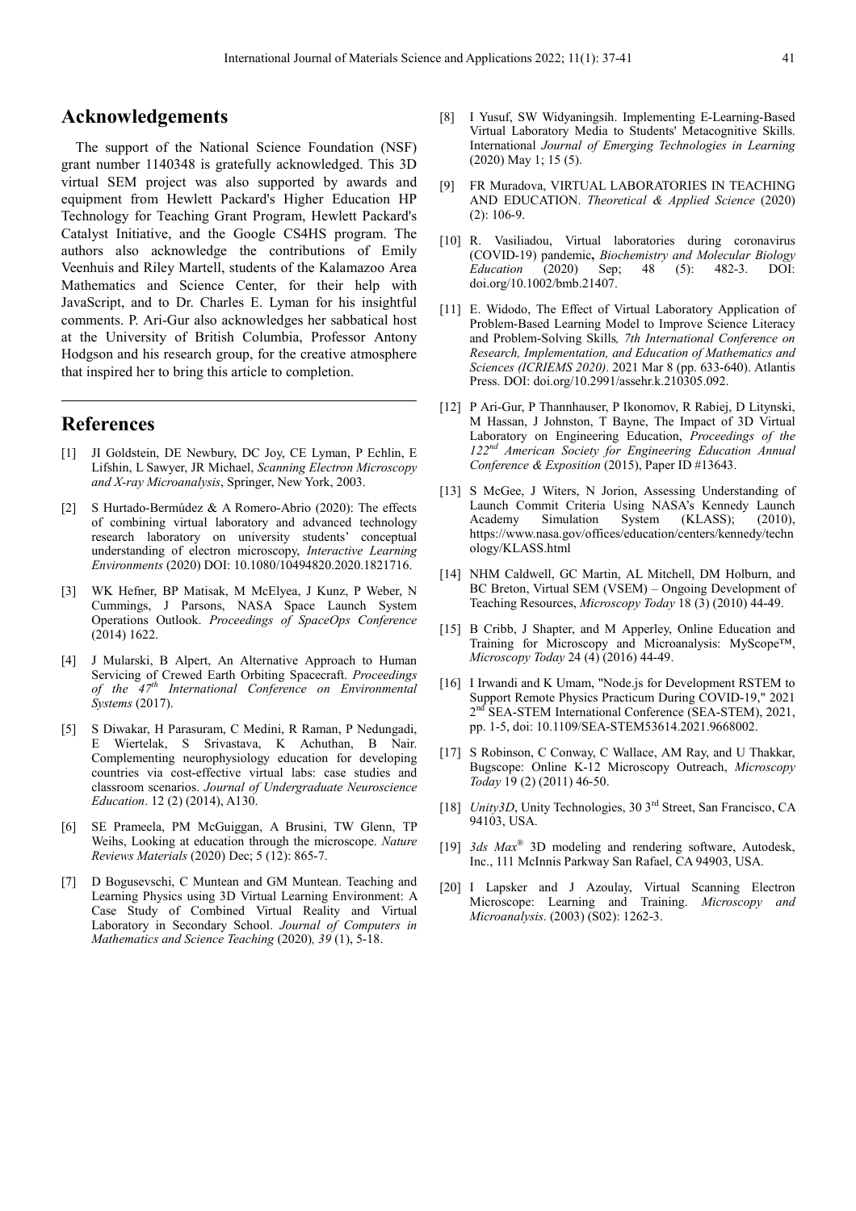## Acknowledgements

The support of the National Science Foundation (NSF) grant number 1140348 is gratefully acknowledged. This 3D virtual SEM project was also supported by awards and equipment from Hewlett Packard's Higher Education HP Technology for Teaching Grant Program, Hewlett Packard's Catalyst Initiative, and the Google CS4HS program. The authors also acknowledge the contributions of Emily Veenhuis and Riley Martell, students of the Kalamazoo Area Mathematics and Science Center, for their help with JavaScript, and to Dr. Charles E. Lyman for his insightful comments. P. Ari-Gur also acknowledges her sabbatical host at the University of British Columbia, Professor Antony Hodgson and his research group, for the creative atmosphere that inspired her to bring this article to completion.

## References

[1] JI Goldstein, DE Newbury, DC Joy, CE Lyman, P Echlin, E Lifshin, L Sawyer, JR Michael, *Scanning Electron Microscopy and X-ray Microanalysis*, Springer, New York, 2003.

[2] S Hurtado-Bermúdez & A Romero-Abrio (2020): The effects of combining virtual laboratory and advanced technology research laboratory on university students' conceptual understanding of electron microscopy, *Interactive Learning Environments* (2020) DOI: 10.1080/10494820.2020.1821716.

[3] WK Hefner, BP Matisak, M McElyea, J Kunz, P Weber, N Cummings, J Parsons, NASA Space Launch System Operations Outlook. *Proceedings of SpaceOps Conference* (2014) 1622.

[4] J Mularski, B Alpert, An Alternative Approach to Human Servicing of Crewed Earth Orbiting Spacecraft. *Proceedings of the 47th International Conference on Environmental Systems* (2017).

[5] S Diwakar, H Parasuram, C Medini, R Raman, P Nedungadi, E Wiertelak, S Srivastava, K Achuthan, B Nair. Complementing neurophysiology education for developing countries via cost-effective virtual labs: case studies and classroom scenarios. *Journal of Undergraduate Neuroscience Education*. 12 (2) (2014), A130.

[6] SE Prameela, PM McGuiggan, A Brusini, TW Glenn, TP Weihs, Looking at education through the microscope. *Nature Reviews Materials* (2020) Dec; 5 (12): 865-7.

[7] D Bogusevschi, C Muntean and GM Muntean. Teaching and Learning Physics using 3D Virtual Learning Environment: A Case Study of Combined Virtual Reality and Virtual Laboratory in Secondary School. *Journal of Computers in Mathematics and Science Teaching* (2020)*, 39* (1), 5-18.

[8] I Yusuf, SW Widyaningsih. Implementing E-Learning-Based Virtual Laboratory Media to Students' Metacognitive Skills. International *Journal of Emerging Technologies in Learning* (2020) May 1; 15 (5).

[9] FR Muradova, VIRTUAL LABORATORIES IN TEACHING AND EDUCATION. *Theoretical & Applied Science* (2020) (2): 106-9.

[10] R. Vasiliadou, Virtual laboratories during coronavirus (COVID-19) pandemic**,** *Biochemistry and Molecular Biology Education* (2020) Sep; 48 (5): 482-3. DOI: doi.org/10.1002/bmb.21407.

[11] E. Widodo, The Effect of Virtual Laboratory Application of Problem-Based Learning Model to Improve Science Literacy and Problem-Solving Skills*, 7th International Conference on Research, Implementation, and Education of Mathematics and Sciences (ICRIEMS 2020)*. 2021 Mar 8 (pp. 633-640). Atlantis Press. DOI: doi.org/10.2991/assehr.k.210305.092.

[12] P Ari-Gur, P Thannhauser, P Ikonomov, R Rabiej, D Litynski, M Hassan, J Johnston, T Bayne, The Impact of 3D Virtual Laboratory on Engineering Education, *Proceedings of the 122nd American Society for Engineering Education Annual Conference & Exposition* (2015), Paper ID #13643.

[13] S McGee, J Witers, N Jorion, Assessing Understanding of Launch Commit Criteria Using NASA's Kennedy Launch Academy Simulation System (KLASS); (2010), https://www.nasa.gov/offices/education/centers/kennedy/technology/KLASS.html

[14] NHM Caldwell, GC Martin, AL Mitchell, DM Holburn, and BC Breton, Virtual SEM (VSEM) – Ongoing Development of Teaching Resources, *Microscopy Today* 18 (3) (2010) 44-49.

[15] B Cribb, J Shapter, and M Apperley, Online Education and Training for Microscopy and Microanalysis: MyScope™, *Microscopy Today* 24 (4) (2016) 44-49.

[16] I Irwandi and K Umam, "Node.js for Development RSTEM to Support Remote Physics Practicum During COVID-19," 2021 2nd SEA-STEM International Conference (SEA-STEM), 2021, pp. 1-5, doi: 10.1109/SEA-STEM53614.2021.9668002.

[17] S Robinson, C Conway, C Wallace, AM Ray, and U Thakkar, Bugscope: Online K-12 Microscopy Outreach, *Microscopy Today* 19 (2) (2011) 46-50.

[18] *Unity3D*, Unity Technologies, 30 3rd Street, San Francisco, CA 94103, USA.

[19] *3ds Max*® 3D modeling and rendering software, Autodesk, Inc., 111 McInnis Parkway San Rafael, CA 94903, USA.

[20] I Lapsker and J Azoulay, Virtual Scanning Electron Microscope: Learning and Training. *Microscopy and Microanalysis*. (2003) (S02): 1262-3.